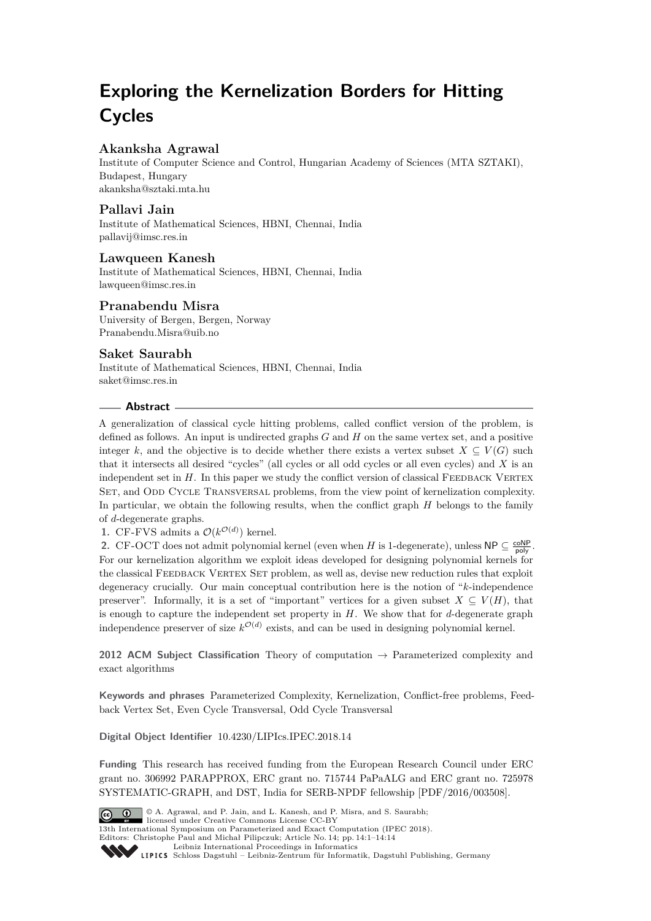# Exploring the Kernelization Borders for Hitting Cycles

**Akanksha Agrawal**
Institute of Computer Science and Control, Hungarian Academy of Sciences (MTA SZTAKI), Budapest, Hungary
akanksha@sztaki.mta.hu

**Pallavi Jain**
Institute of Mathematical Sciences, HBNI, Chennai, India
pallavij@imsc.res.in

**Lawqueen Kanesh**
Institute of Mathematical Sciences, HBNI, Chennai, India
lawqueen@imsc.res.in

**Pranabendu Misra**
University of Bergen, Bergen, Norway
Pranabendu.Misra@uib.no

**Saket Saurabh**
Institute of Mathematical Sciences, HBNI, Chennai, India
saket@imsc.res.in

## Abstract

A generalization of classical cycle hitting problems, called conflict version of the problem, is defined as follows. An input is undirected graphs $G$ and $H$ on the same vertex set, and a positive integer $k$, and the objective is to decide whether there exists a vertex subset $X \subseteq V(G)$ such that it intersects all desired "cycles" (all cycles or all odd cycles or all even cycles) and $X$ is an independent set in $H$. In this paper we study the conflict version of classical Feedback Vertex Set, and Odd Cycle Transversal problems, from the view point of kernelization complexity. In particular, we obtain the following results, when the conflict graph $H$ belongs to the family of $d$-degenerate graphs.

1. CF-FVS admits a $\mathcal{O}(k^{\mathcal{O}(d)})$ kernel.
2. CF-OCT does not admit polynomial kernel (even when $H$ is 1-degenerate), unless $\mathsf{NP} \subseteq \frac{\mathsf{coNP}}{\mathsf{poly}}$.

For our kernelization algorithm we exploit ideas developed for designing polynomial kernels for the classical Feedback Vertex Set problem, as well as, devise new reduction rules that exploit degeneracy crucially. Our main conceptual contribution here is the notion of "$k$-independence preserver". Informally, it is a set of "important" vertices for a given subset $X \subseteq V(H)$, that is enough to capture the independent set property in $H$. We show that for $d$-degenerate graph independence preserver of size $k^{\mathcal{O}(d)}$ exists, and can be used in designing polynomial kernel.

**2012 ACM Subject Classification** Theory of computation → Parameterized complexity and exact algorithms

**Keywords and phrases** Parameterized Complexity, Kernelization, Conflict-free problems, Feedback Vertex Set, Even Cycle Transversal, Odd Cycle Transversal

**Digital Object Identifier** 10.4230/LIPIcs.IPEC.2018.14

**Funding** This research has received funding from the European Research Council under ERC grant no. 306992 PARAPPROX, ERC grant no. 715744 PaPaALG and ERC grant no. 725978 SYSTEMATIC-GRAPH, and DST, India for SERB-NPDF fellowship [PDF/2016/003508].

© A. Agrawal, and P. Jain, and L. Kanesh, and P. Misra, and S. Saurabh; licensed under Creative Commons License CC-BY
13th International Symposium on Parameterized and Exact Computation (IPEC 2018).
Editors: Christophe Paul and Michał Pilipczuk; Article No. 14; pp. 14:1–14:14
Leibniz International Proceedings in Informatics
LIPICS Schloss Dagstuhl – Leibniz-Zentrum für Informatik, Dagstuhl Publishing, Germany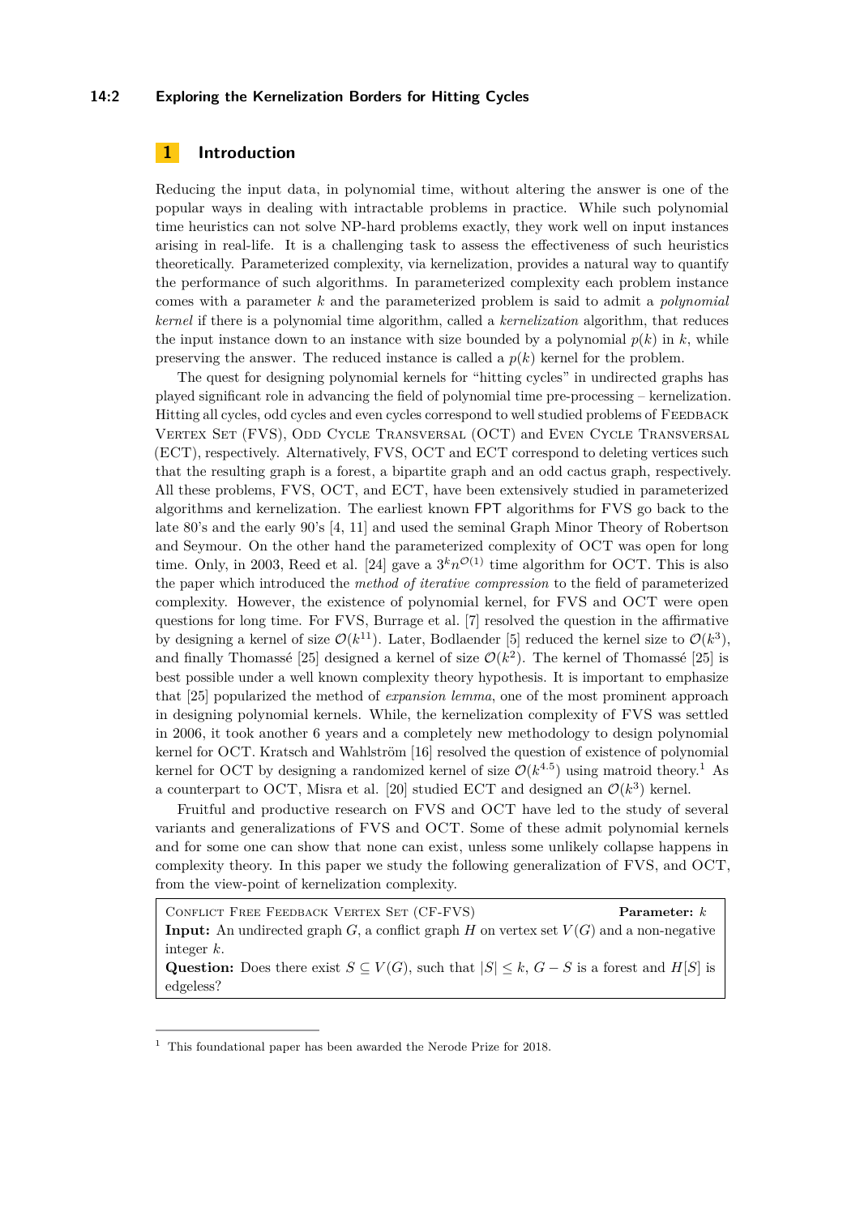## 1 Introduction

Reducing the input data, in polynomial time, without altering the answer is one of the popular ways in dealing with intractable problems in practice. While such polynomial time heuristics can not solve NP-hard problems exactly, they work well on input instances arising in real-life. It is a challenging task to assess the effectiveness of such heuristics theoretically. Parameterized complexity, via kernelization, provides a natural way to quantify the performance of such algorithms. In parameterized complexity each problem instance comes with a parameter $k$ and the parameterized problem is said to admit a *polynomial kernel* if there is a polynomial time algorithm, called a *kernelization* algorithm, that reduces the input instance down to an instance with size bounded by a polynomial $p(k)$ in $k$, while preserving the answer. The reduced instance is called a $p(k)$ kernel for the problem.

The quest for designing polynomial kernels for "hitting cycles" in undirected graphs has played significant role in advancing the field of polynomial time pre-processing – kernelization. Hitting all cycles, odd cycles and even cycles correspond to well studied problems of Feedback Vertex Set (FVS), Odd Cycle Transversal (OCT) and Even Cycle Transversal (ECT), respectively. Alternatively, FVS, OCT and ECT correspond to deleting vertices such that the resulting graph is a forest, a bipartite graph and an odd cactus graph, respectively. All these problems, FVS, OCT, and ECT, have been extensively studied in parameterized algorithms and kernelization. The earliest known FPT algorithms for FVS go back to the late 80's and the early 90's [4, 11] and used the seminal Graph Minor Theory of Robertson and Seymour. On the other hand the parameterized complexity of OCT was open for long time. Only, in 2003, Reed et al. [24] gave a $3^k n^{\mathcal{O}(1)}$ time algorithm for OCT. This is also the paper which introduced the *method of iterative compression* to the field of parameterized complexity. However, the existence of polynomial kernel, for FVS and OCT were open questions for long time. For FVS, Burrage et al. [7] resolved the question in the affirmative by designing a kernel of size $\mathcal{O}(k^{11})$. Later, Bodlaender [5] reduced the kernel size to $\mathcal{O}(k^3)$, and finally Thomassé [25] designed a kernel of size $\mathcal{O}(k^2)$. The kernel of Thomassé [25] is best possible under a well known complexity theory hypothesis. It is important to emphasize that [25] popularized the method of *expansion lemma*, one of the most prominent approach in designing polynomial kernels. While, the kernelization complexity of FVS was settled in 2006, it took another 6 years and a completely new methodology to design polynomial kernel for OCT. Kratsch and Wahlström [16] resolved the question of existence of polynomial kernel for OCT by designing a randomized kernel of size $\mathcal{O}(k^{4.5})$ using matroid theory.[1] As a counterpart to OCT, Misra et al. [20] studied ECT and designed an $\mathcal{O}(k^3)$ kernel.

Fruitful and productive research on FVS and OCT have led to the study of several variants and generalizations of FVS and OCT. Some of these admit polynomial kernels and for some one can show that none can exist, unless some unlikely collapse happens in complexity theory. In this paper we study the following generalization of FVS, and OCT, from the view-point of kernelization complexity.

> Conflict Free Feedback Vertex Set (CF-FVS) **Parameter:** $k$
> **Input:** An undirected graph $G$, a conflict graph $H$ on vertex set $V(G)$ and a non-negative integer $k$.
> **Question:** Does there exist $S \subseteq V(G)$, such that $|S| \leq k$, $G - S$ is a forest and $H[S]$ is edgeless?

[1] This foundational paper has been awarded the Nerode Prize for 2018.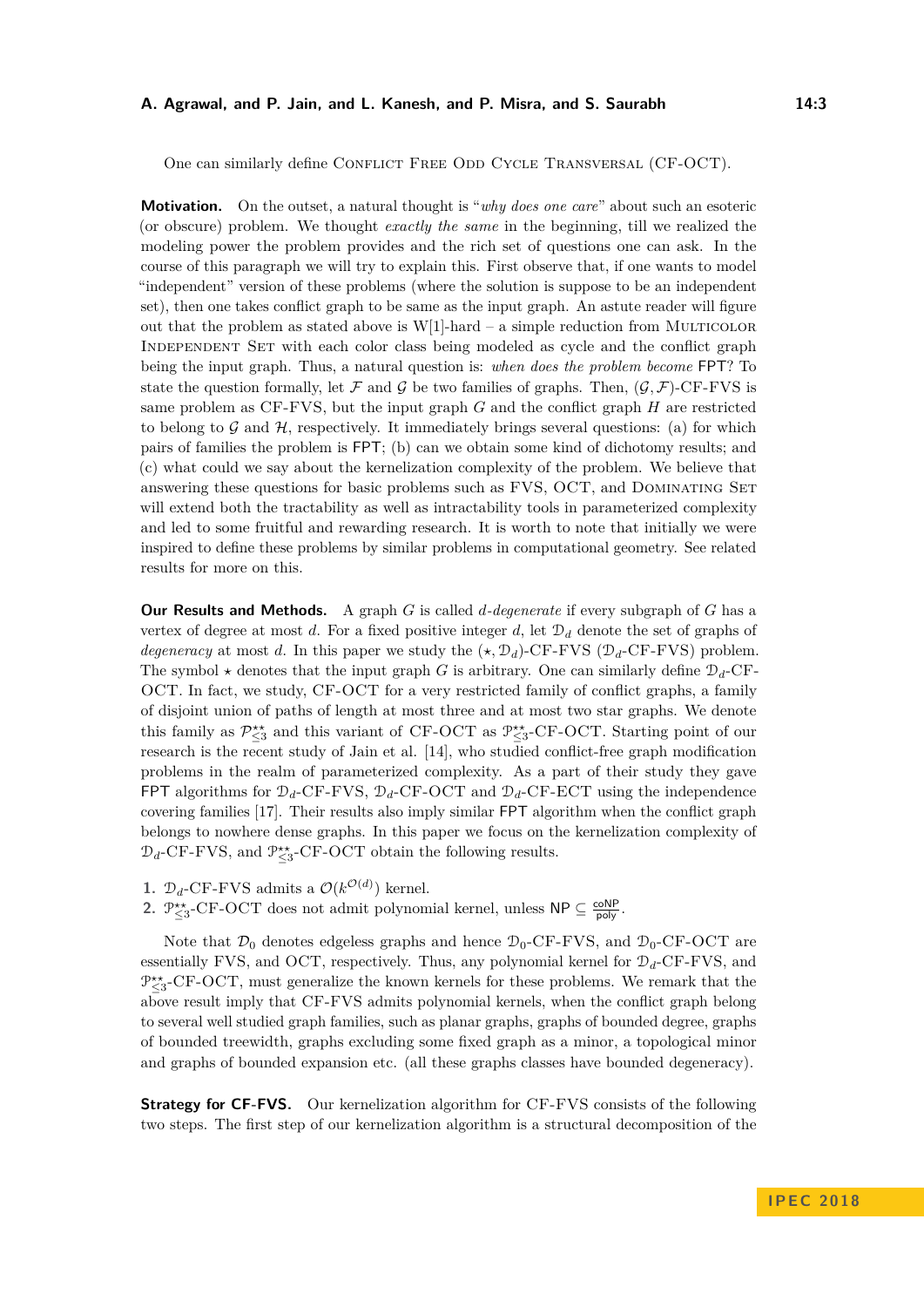One can similarly define Conflict Free Odd Cycle Transversal (CF-OCT).

**Motivation.** On the outset, a natural thought is "*why does one care*" about such an esoteric (or obscure) problem. We thought *exactly the same* in the beginning, till we realized the modeling power the problem provides and the rich set of questions one can ask. In the course of this paragraph we will try to explain this. First observe that, if one wants to model "independent" version of these problems (where the solution is suppose to be an independent set), then one takes conflict graph to be same as the input graph. An astute reader will figure out that the problem as stated above is W[1]-hard – a simple reduction from Multicolor Independent Set with each color class being modeled as cycle and the conflict graph being the input graph. Thus, a natural question is: *when does the problem become* FPT? To state the question formally, let $\mathcal{F}$ and $\mathcal{G}$ be two families of graphs. Then, $(\mathcal{G}, \mathcal{F})$-CF-FVS is same problem as CF-FVS, but the input graph $G$ and the conflict graph $H$ are restricted to belong to $\mathcal{G}$ and $\mathcal{H}$, respectively. It immediately brings several questions: (a) for which pairs of families the problem is FPT; (b) can we obtain some kind of dichotomy results; and (c) what could we say about the kernelization complexity of the problem. We believe that answering these questions for basic problems such as FVS, OCT, and Dominating Set will extend both the tractability as well as intractability tools in parameterized complexity and led to some fruitful and rewarding research. It is worth to note that initially we were inspired to define these problems by similar problems in computational geometry. See related results for more on this.

**Our Results and Methods.** A graph $G$ is called *$d$-degenerate* if every subgraph of $G$ has a vertex of degree at most $d$. For a fixed positive integer $d$, let $\mathcal{D}_d$ denote the set of graphs of *degeneracy* at most $d$. In this paper we study the $(\star, \mathcal{D}_d)$-CF-FVS ($\mathcal{D}_d$-CF-FVS) problem. The symbol $\star$ denotes that the input graph $G$ is arbitrary. One can similarly define $\mathcal{D}_d$-CF-OCT. In fact, we study, CF-OCT for a very restricted family of conflict graphs, a family of disjoint union of paths of length at most three and at most two star graphs. We denote this family as $\mathcal{P}_{\leq 3}^{\star\star}$ and this variant of CF-OCT as $\mathcal{P}_{\leq 3}^{\star\star}$-CF-OCT. Starting point of our research is the recent study of Jain et al. [14], who studied conflict-free graph modification problems in the realm of parameterized complexity. As a part of their study they gave FPT algorithms for $\mathcal{D}_d$-CF-FVS, $\mathcal{D}_d$-CF-OCT and $\mathcal{D}_d$-CF-ECT using the independence covering families [17]. Their results also imply similar FPT algorithm when the conflict graph belongs to nowhere dense graphs. In this paper we focus on the kernelization complexity of $\mathcal{D}_d$-CF-FVS, and $\mathcal{P}_{\leq 3}^{\star\star}$-CF-OCT obtain the following results.

1. $\mathcal{D}_d$-CF-FVS admits a $\mathcal{O}(k^{\mathcal{O}(d)})$ kernel.
2. $\mathcal{P}_{\leq 3}^{\star\star}$-CF-OCT does not admit polynomial kernel, unless $\mathsf{NP} \subseteq \frac{\mathsf{coNP}}{\mathsf{poly}}$.

Note that $\mathcal{D}_0$ denotes edgeless graphs and hence $\mathcal{D}_0$-CF-FVS, and $\mathcal{D}_0$-CF-OCT are essentially FVS, and OCT, respectively. Thus, any polynomial kernel for $\mathcal{D}_d$-CF-FVS, and $\mathcal{P}_{\leq 3}^{\star\star}$-CF-OCT, must generalize the known kernels for these problems. We remark that the above result imply that CF-FVS admits polynomial kernels, when the conflict graph belong to several well studied graph families, such as planar graphs, graphs of bounded degree, graphs of bounded treewidth, graphs excluding some fixed graph as a minor, a topological minor and graphs of bounded expansion etc. (all these graphs classes have bounded degeneracy).

**Strategy for CF-FVS.** Our kernelization algorithm for CF-FVS consists of the following two steps. The first step of our kernelization algorithm is a structural decomposition of the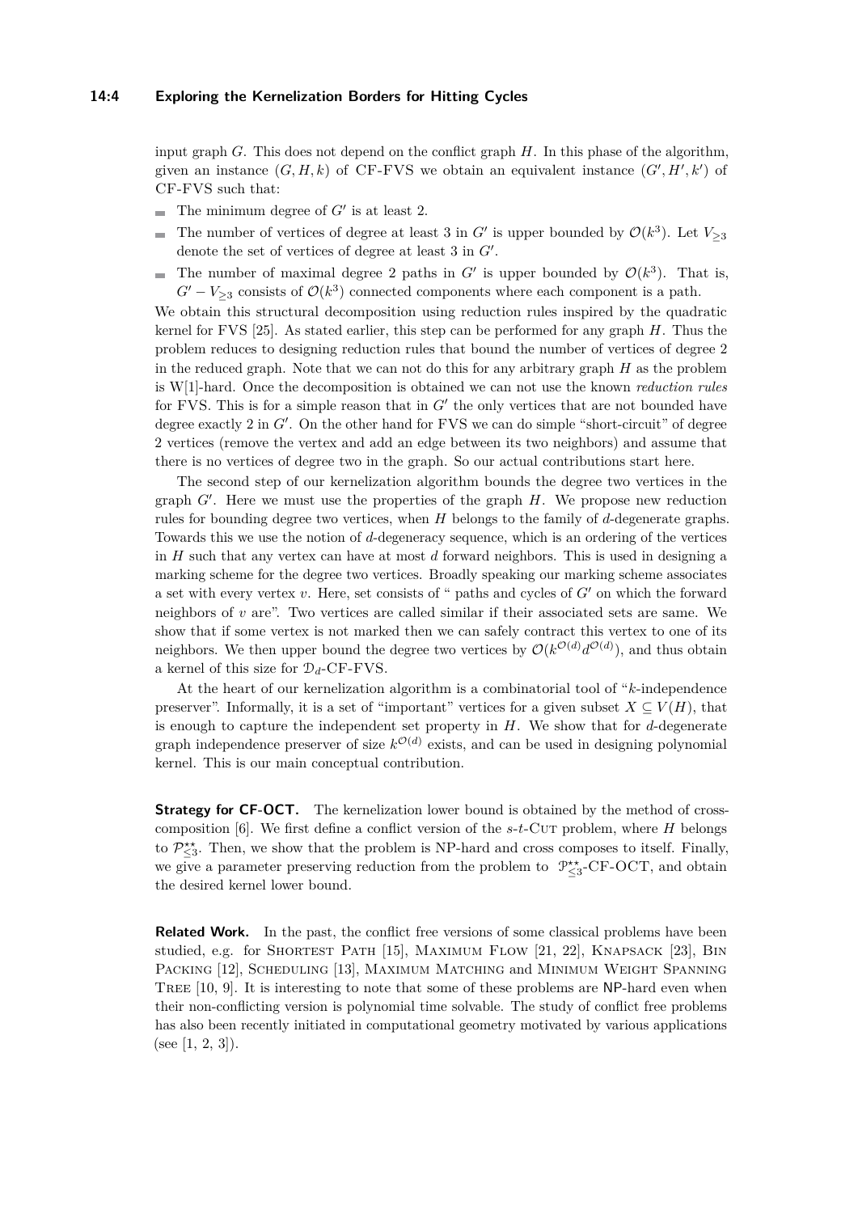input graph $G$. This does not depend on the conflict graph $H$. In this phase of the algorithm, given an instance $(G, H, k)$ of CF-FVS we obtain an equivalent instance $(G', H', k')$ of CF-FVS such that:

- The minimum degree of $G'$ is at least 2.
- The number of vertices of degree at least 3 in $G'$ is upper bounded by $\mathcal{O}(k^3)$. Let $V_{\geq 3}$ denote the set of vertices of degree at least 3 in $G'$.
- The number of maximal degree 2 paths in $G'$ is upper bounded by $\mathcal{O}(k^3)$. That is, $G' - V_{\geq 3}$ consists of $\mathcal{O}(k^3)$ connected components where each component is a path.

We obtain this structural decomposition using reduction rules inspired by the quadratic kernel for FVS [25]. As stated earlier, this step can be performed for any graph $H$. Thus the problem reduces to designing reduction rules that bound the number of vertices of degree 2 in the reduced graph. Note that we can not do this for any arbitrary graph $H$ as the problem is W[1]-hard. Once the decomposition is obtained we can not use the known *reduction rules* for FVS. This is for a simple reason that in $G'$ the only vertices that are not bounded have degree exactly 2 in $G'$. On the other hand for FVS we can do simple "short-circuit" of degree 2 vertices (remove the vertex and add an edge between its two neighbors) and assume that there is no vertices of degree two in the graph. So our actual contributions start here.

The second step of our kernelization algorithm bounds the degree two vertices in the graph $G'$. Here we must use the properties of the graph $H$. We propose new reduction rules for bounding degree two vertices, when $H$ belongs to the family of $d$-degenerate graphs. Towards this we use the notion of $d$-degeneracy sequence, which is an ordering of the vertices in $H$ such that any vertex can have at most $d$ forward neighbors. This is used in designing a marking scheme for the degree two vertices. Broadly speaking our marking scheme associates a set with every vertex $v$. Here, set consists of " paths and cycles of $G'$ on which the forward neighbors of $v$ are". Two vertices are called similar if their associated sets are same. We show that if some vertex is not marked then we can safely contract this vertex to one of its neighbors. We then upper bound the degree two vertices by $\mathcal{O}(k^{\mathcal{O}(d)}d^{\mathcal{O}(d)})$, and thus obtain a kernel of this size for $\mathcal{D}_d$-CF-FVS.

At the heart of our kernelization algorithm is a combinatorial tool of "$k$-independence preserver". Informally, it is a set of "important" vertices for a given subset $X \subseteq V(H)$, that is enough to capture the independent set property in $H$. We show that for $d$-degenerate graph independence preserver of size $k^{\mathcal{O}(d)}$ exists, and can be used in designing polynomial kernel. This is our main conceptual contribution.

**Strategy for CF-OCT.** The kernelization lower bound is obtained by the method of cross-composition [6]. We first define a conflict version of the $s$-$t$-Cut problem, where $H$ belongs to $\mathcal{P}^{\star\star}_{\leq 3}$. Then, we show that the problem is NP-hard and cross composes to itself. Finally, we give a parameter preserving reduction from the problem to $\mathcal{P}^{\star\star}_{\leq 3}$-CF-OCT, and obtain the desired kernel lower bound.

**Related Work.** In the past, the conflict free versions of some classical problems have been studied, e.g. for Shortest Path [15], Maximum Flow [21, 22], Knapsack [23], Bin Packing [12], Scheduling [13], Maximum Matching and Minimum Weight Spanning Tree [10, 9]. It is interesting to note that some of these problems are NP-hard even when their non-conflicting version is polynomial time solvable. The study of conflict free problems has also been recently initiated in computational geometry motivated by various applications (see [1, 2, 3]).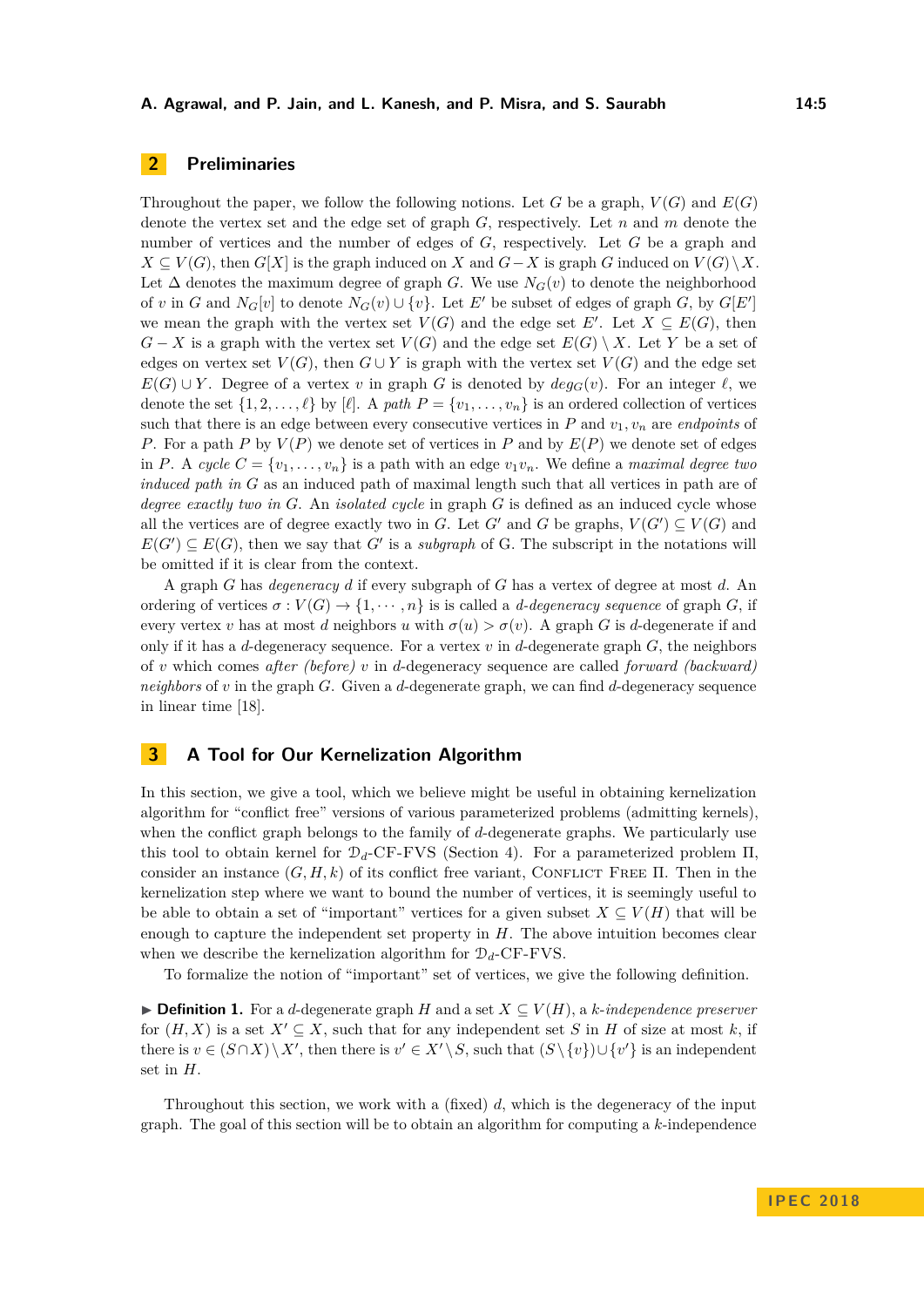## 2 Preliminaries

Throughout the paper, we follow the following notions. Let $G$ be a graph, $V(G)$ and $E(G)$ denote the vertex set and the edge set of graph $G$, respectively. Let $n$ and $m$ denote the number of vertices and the number of edges of $G$, respectively. Let $G$ be a graph and $X \subseteq V(G)$, then $G[X]$ is the graph induced on $X$ and $G - X$ is graph $G$ induced on $V(G) \setminus X$. Let $\Delta$ denotes the maximum degree of graph $G$. We use $N_G(v)$ to denote the neighborhood of $v$ in $G$ and $N_G[v]$ to denote $N_G(v) \cup \{v\}$. Let $E'$ be subset of edges of graph $G$, by $G[E']$ we mean the graph with the vertex set $V(G)$ and the edge set $E'$. Let $X \subseteq E(G)$, then $G - X$ is a graph with the vertex set $V(G)$ and the edge set $E(G) \setminus X$. Let $Y$ be a set of edges on vertex set $V(G)$, then $G \cup Y$ is graph with the vertex set $V(G)$ and the edge set $E(G) \cup Y$. Degree of a vertex $v$ in graph $G$ is denoted by $deg_G(v)$. For an integer $\ell$, we denote the set $\{1, 2, \ldots, \ell\}$ by $[\ell]$. A *path* $P = \{v_1, \ldots, v_n\}$ is an ordered collection of vertices such that there is an edge between every consecutive vertices in $P$ and $v_1, v_n$ are *endpoints* of $P$. For a path $P$ by $V(P)$ we denote set of vertices in $P$ and by $E(P)$ we denote set of edges in $P$. A *cycle* $C = \{v_1, \ldots, v_n\}$ is a path with an edge $v_1v_n$. We define a *maximal degree two induced path in* $G$ as an induced path of maximal length such that all vertices in path are of *degree exactly two in* $G$. An *isolated cycle* in graph $G$ is defined as an induced cycle whose all the vertices are of degree exactly two in $G$. Let $G'$ and $G$ be graphs, $V(G') \subseteq V(G)$ and $E(G') \subseteq E(G)$, then we say that $G'$ is a *subgraph* of G. The subscript in the notations will be omitted if it is clear from the context.

A graph $G$ has *degeneracy* $d$ if every subgraph of $G$ has a vertex of degree at most $d$. An ordering of vertices $\sigma : V(G) \to \{1, \cdots, n\}$ is is called a $d$-*degeneracy sequence* of graph $G$, if every vertex $v$ has at most $d$ neighbors $u$ with $\sigma(u) > \sigma(v)$. A graph $G$ is $d$-degenerate if and only if it has a $d$-degeneracy sequence. For a vertex $v$ in $d$-degenerate graph $G$, the neighbors of $v$ which comes *after (before)* $v$ in $d$-degeneracy sequence are called *forward (backward) neighbors* of $v$ in the graph $G$. Given a $d$-degenerate graph, we can find $d$-degeneracy sequence in linear time [18].

## 3 A Tool for Our Kernelization Algorithm

In this section, we give a tool, which we believe might be useful in obtaining kernelization algorithm for "conflict free" versions of various parameterized problems (admitting kernels), when the conflict graph belongs to the family of $d$-degenerate graphs. We particularly use this tool to obtain kernel for $\mathcal{D}_d$-CF-FVS (Section 4). For a parameterized problem $\Pi$, consider an instance $(G, H, k)$ of its conflict free variant, Conflict Free $\Pi$. Then in the kernelization step where we want to bound the number of vertices, it is seemingly useful to be able to obtain a set of "important" vertices for a given subset $X \subseteq V(H)$ that will be enough to capture the independent set property in $H$. The above intuition becomes clear when we describe the kernelization algorithm for $\mathcal{D}_d$-CF-FVS.

To formalize the notion of "important" set of vertices, we give the following definition.

▶ **Definition 1.** For a $d$-degenerate graph $H$ and a set $X \subseteq V(H)$, a $k$-*independence preserver* for $(H, X)$ is a set $X' \subseteq X$, such that for any independent set $S$ in $H$ of size at most $k$, if there is $v \in (S \cap X) \setminus X'$, then there is $v' \in X' \setminus S$, such that $(S \setminus \{v\}) \cup \{v'\}$ is an independent set in $H$.

Throughout this section, we work with a (fixed) $d$, which is the degeneracy of the input graph. The goal of this section will be to obtain an algorithm for computing a $k$-independence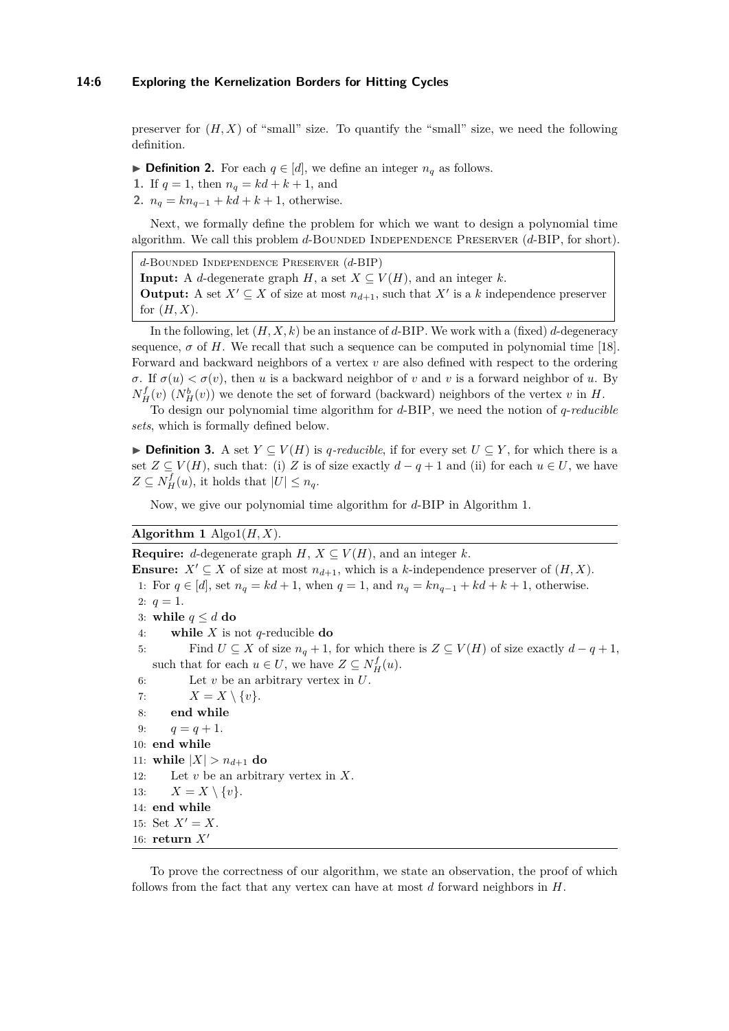preserver for $(H, X)$ of "small" size. To quantify the "small" size, we need the following definition.

► **Definition 2.** For each $q \in [d]$, we define an integer $n_q$ as follows.

1. If $q = 1$, then $n_q = kd + k + 1$, and
2. $n_q = kn_{q-1} + kd + k + 1$, otherwise.

Next, we formally define the problem for which we want to design a polynomial time algorithm. We call this problem $d$-Bounded Independence Preserver ($d$-BIP, for short).

> $d$-Bounded Independence Preserver ($d$-BIP)
> **Input:** A $d$-degenerate graph $H$, a set $X \subseteq V(H)$, and an integer $k$.
> **Output:** A set $X' \subseteq X$ of size at most $n_{d+1}$, such that $X'$ is a $k$ independence preserver for $(H, X)$.

In the following, let $(H, X, k)$ be an instance of $d$-BIP. We work with a (fixed) $d$-degeneracy sequence, $\sigma$ of $H$. We recall that such a sequence can be computed in polynomial time [18]. Forward and backward neighbors of a vertex $v$ are also defined with respect to the ordering $\sigma$. If $\sigma(u) < \sigma(v)$, then $u$ is a backward neighbor of $v$ and $v$ is a forward neighbor of $u$. By $N^f_H(v)$ ($N^b_H(v)$) we denote the set of forward (backward) neighbors of the vertex $v$ in $H$.

To design our polynomial time algorithm for $d$-BIP, we need the notion of *$q$-reducible sets*, which is formally defined below.

► **Definition 3.** A set $Y \subseteq V(H)$ is *$q$-reducible*, if for every set $U \subseteq Y$, for which there is a set $Z \subseteq V(H)$, such that: (i) $Z$ is of size exactly $d - q + 1$ and (ii) for each $u \in U$, we have $Z \subseteq N^f_H(u)$, it holds that $|U| \leq n_q$.

Now, we give our polynomial time algorithm for $d$-BIP in Algorithm 1.

**Algorithm 1** Algo1$(H, X)$.

**Require:** $d$-degenerate graph $H$, $X \subseteq V(H)$, and an integer $k$.
**Ensure:** $X' \subseteq X$ of size at most $n_{d+1}$, which is a $k$-independence preserver of $(H, X)$.

```
1: For q ∈ [d], set n_q = kd + 1, when q = 1, and n_q = kn_{q−1} + kd + k + 1, otherwise.
2: q = 1.
3: while q ≤ d do
4:     while X is not q-reducible do
5:         Find U ⊆ X of size n_q + 1, for which there is Z ⊆ V(H) of size exactly d − q + 1,
           such that for each u ∈ U, we have Z ⊆ N^f_H(u).
6:         Let v be an arbitrary vertex in U.
7:         X = X \ {v}.
8:     end while
9:     q = q + 1.
10: end while
11: while |X| > n_{d+1} do
12:     Let v be an arbitrary vertex in X.
13:     X = X \ {v}.
14: end while
15: Set X' = X.
16: return X'
```

To prove the correctness of our algorithm, we state an observation, the proof of which follows from the fact that any vertex can have at most $d$ forward neighbors in $H$.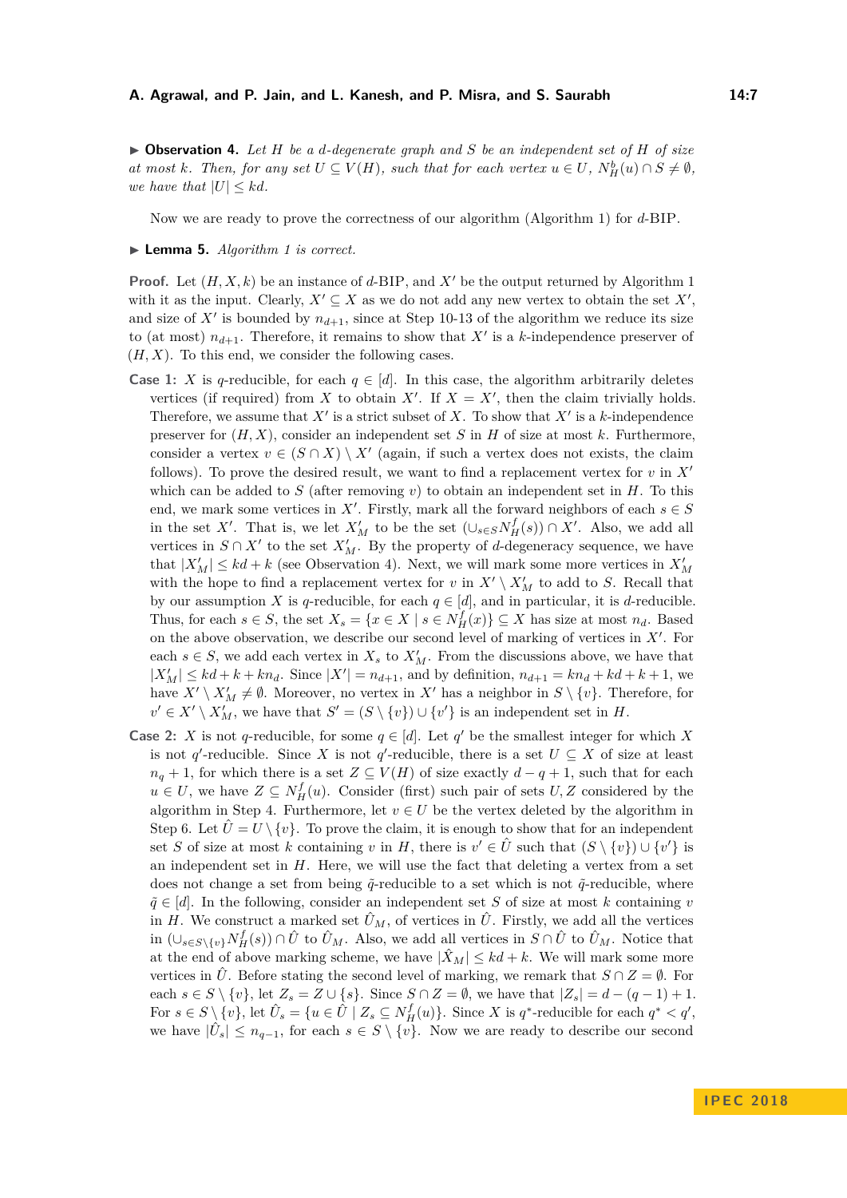▶ **Observation 4.** *Let $H$ be a $d$-degenerate graph and $S$ be an independent set of $H$ of size at most $k$. Then, for any set $U \subseteq V(H)$, such that for each vertex $u \in U$, $N_H^b(u) \cap S \neq \emptyset$, we have that $|U| \leq kd$.*

Now we are ready to prove the correctness of our algorithm (Algorithm 1) for $d$-BIP.

▶ **Lemma 5.** *Algorithm 1 is correct.*

**Proof.** Let $(H, X, k)$ be an instance of $d$-BIP, and $X'$ be the output returned by Algorithm 1 with it as the input. Clearly, $X' \subseteq X$ as we do not add any new vertex to obtain the set $X'$, and size of $X'$ is bounded by $n_{d+1}$, since at Step 10-13 of the algorithm we reduce its size to (at most) $n_{d+1}$. Therefore, it remains to show that $X'$ is a $k$-independence preserver of $(H, X)$. To this end, we consider the following cases.

**Case 1:** $X$ is $q$-reducible, for each $q \in [d]$. In this case, the algorithm arbitrarily deletes vertices (if required) from $X$ to obtain $X'$. If $X = X'$, then the claim trivially holds. Therefore, we assume that $X'$ is a strict subset of $X$. To show that $X'$ is a $k$-independence preserver for $(H, X)$, consider an independent set $S$ in $H$ of size at most $k$. Furthermore, consider a vertex $v \in (S \cap X) \setminus X'$ (again, if such a vertex does not exists, the claim follows). To prove the desired result, we want to find a replacement vertex for $v$ in $X'$ which can be added to $S$ (after removing $v$) to obtain an independent set in $H$. To this end, we mark some vertices in $X'$. Firstly, mark all the forward neighbors of each $s \in S$ in the set $X'$. That is, we let $X'_M$ to be the set $(\cup_{s \in S} N_H^f(s)) \cap X'$. Also, we add all vertices in $S \cap X'$ to the set $X'_M$. By the property of $d$-degeneracy sequence, we have that $|X'_M| \leq kd + k$ (see Observation 4). Next, we will mark some more vertices in $X'_M$ with the hope to find a replacement vertex for $v$ in $X' \setminus X'_M$ to add to $S$. Recall that by our assumption $X$ is $q$-reducible, for each $q \in [d]$, and in particular, it is $d$-reducible. Thus, for each $s \in S$, the set $X_s = \{x \in X \mid s \in N_H^f(x)\} \subseteq X$ has size at most $n_d$. Based on the above observation, we describe our second level of marking of vertices in $X'$. For each $s \in S$, we add each vertex in $X_s$ to $X'_M$. From the discussions above, we have that $|X'_M| \leq kd + k + kn_d$. Since $|X'| = n_{d+1}$, and by definition, $n_{d+1} = kn_d + kd + k + 1$, we have $X' \setminus X'_M \neq \emptyset$. Moreover, no vertex in $X'$ has a neighbor in $S \setminus \{v\}$. Therefore, for $v' \in X' \setminus X'_M$, we have that $S' = (S \setminus \{v\}) \cup \{v'\}$ is an independent set in $H$.

**Case 2:** $X$ is not $q$-reducible, for some $q \in [d]$. Let $q'$ be the smallest integer for which $X$ is not $q'$-reducible. Since $X$ is not $q'$-reducible, there is a set $U \subseteq X$ of size at least $n_q + 1$, for which there is a set $Z \subseteq V(H)$ of size exactly $d - q + 1$, such that for each $u \in U$, we have $Z \subseteq N_H^f(u)$. Consider (first) such pair of sets $U, Z$ considered by the algorithm in Step 4. Furthermore, let $v \in U$ be the vertex deleted by the algorithm in Step 6. Let $\hat{U} = U \setminus \{v\}$. To prove the claim, it is enough to show that for an independent set $S$ of size at most $k$ containing $v$ in $H$, there is $v' \in \hat{U}$ such that $(S \setminus \{v\}) \cup \{v'\}$ is an independent set in $H$. Here, we will use the fact that deleting a vertex from a set does not change a set from being $\tilde{q}$-reducible to a set which is not $\tilde{q}$-reducible, where $\tilde{q} \in [d]$. In the following, consider an independent set $S$ of size at most $k$ containing $v$ in $H$. We construct a marked set $\hat{U}_M$, of vertices in $\hat{U}$. Firstly, we add all the vertices in $(\cup_{s \in S \setminus \{v\}} N_H^f(s)) \cap \hat{U}$ to $\hat{U}_M$. Also, we add all vertices in $S \cap \hat{U}$ to $\hat{U}_M$. Notice that at the end of above marking scheme, we have $|\hat{X}_M| \leq kd + k$. We will mark some more vertices in $\hat{U}$. Before stating the second level of marking, we remark that $S \cap Z = \emptyset$. For each $s \in S \setminus \{v\}$, let $Z_s = Z \cup \{s\}$. Since $S \cap Z = \emptyset$, we have that $|Z_s| = d - (q - 1) + 1$. For $s \in S \setminus \{v\}$, let $\hat{U}_s = \{u \in \hat{U} \mid Z_s \subseteq N_H^f(u)\}$. Since $X$ is $q^*$-reducible for each $q^* < q'$, we have $|\hat{U}_s| \leq n_{q-1}$, for each $s \in S \setminus \{v\}$. Now we are ready to describe our second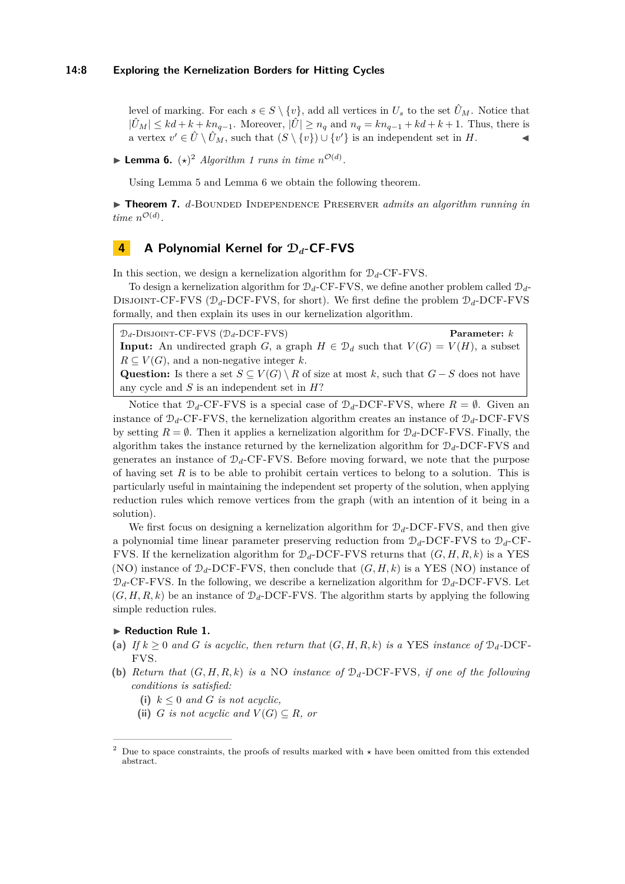level of marking. For each $s \in S \setminus \{v\}$, add all vertices in $U_s$ to the set $\hat{U}_M$. Notice that $|\hat{U}_M| \leq kd + k + kn_{q-1}$. Moreover, $|\hat{U}| \geq n_q$ and $n_q = kn_{q-1} + kd + k + 1$. Thus, there is a vertex $v' \in \hat{U} \setminus \hat{U}_M$, such that $(S \setminus \{v\}) \cup \{v'\}$ is an independent set in $H$. ◀

▶ **Lemma 6.** $(\star)$[2] *Algorithm 1 runs in time* $n^{\mathcal{O}(d)}$.

Using Lemma 5 and Lemma 6 we obtain the following theorem.

▶ **Theorem 7.** *d*-Bounded Independence Preserver *admits an algorithm running in time* $n^{\mathcal{O}(d)}$.

## 4 A Polynomial Kernel for $\mathcal{D}_d$-CF-FVS

In this section, we design a kernelization algorithm for $\mathcal{D}_d$-CF-FVS.

To design a kernelization algorithm for $\mathcal{D}_d$-CF-FVS, we define another problem called $\mathcal{D}_d$-Disjoint-CF-FVS ($\mathcal{D}_d$-DCF-FVS, for short). We first define the problem $\mathcal{D}_d$-DCF-FVS formally, and then explain its uses in our kernelization algorithm.

> $\mathcal{D}_d$-Disjoint-CF-FVS ($\mathcal{D}_d$-DCF-FVS) **Parameter:** $k$
> **Input:** An undirected graph $G$, a graph $H \in \mathcal{D}_d$ such that $V(G) = V(H)$, a subset $R \subseteq V(G)$, and a non-negative integer $k$.
> **Question:** Is there a set $S \subseteq V(G) \setminus R$ of size at most $k$, such that $G - S$ does not have any cycle and $S$ is an independent set in $H$?

Notice that $\mathcal{D}_d$-CF-FVS is a special case of $\mathcal{D}_d$-DCF-FVS, where $R = \emptyset$. Given an instance of $\mathcal{D}_d$-CF-FVS, the kernelization algorithm creates an instance of $\mathcal{D}_d$-DCF-FVS by setting $R = \emptyset$. Then it applies a kernelization algorithm for $\mathcal{D}_d$-DCF-FVS. Finally, the algorithm takes the instance returned by the kernelization algorithm for $\mathcal{D}_d$-DCF-FVS and generates an instance of $\mathcal{D}_d$-CF-FVS. Before moving forward, we note that the purpose of having set $R$ is to be able to prohibit certain vertices to belong to a solution. This is particularly useful in maintaining the independent set property of the solution, when applying reduction rules which remove vertices from the graph (with an intention of it being in a solution).

We first focus on designing a kernelization algorithm for $\mathcal{D}_d$-DCF-FVS, and then give a polynomial time linear parameter preserving reduction from $\mathcal{D}_d$-DCF-FVS to $\mathcal{D}_d$-CF-FVS. If the kernelization algorithm for $\mathcal{D}_d$-DCF-FVS returns that $(G, H, R, k)$ is a YES (NO) instance of $\mathcal{D}_d$-DCF-FVS, then conclude that $(G, H, k)$ is a YES (NO) instance of $\mathcal{D}_d$-CF-FVS. In the following, we describe a kernelization algorithm for $\mathcal{D}_d$-DCF-FVS. Let $(G, H, R, k)$ be an instance of $\mathcal{D}_d$-DCF-FVS. The algorithm starts by applying the following simple reduction rules.

▶ **Reduction Rule 1.**

**(a)** *If $k \geq 0$ and $G$ is acyclic, then return that $(G, H, R, k)$ is a* YES *instance of $\mathcal{D}_d$-DCF-FVS.*

**(b)** *Return that $(G, H, R, k)$ is a* NO *instance of $\mathcal{D}_d$-DCF-FVS, if one of the following conditions is satisfied:*

  **(i)** *$k \leq 0$ and $G$ is not acyclic,*

  **(ii)** *$G$ is not acyclic and $V(G) \subseteq R$, or*

---

[2] Due to space constraints, the proofs of results marked with $\star$ have been omitted from this extended abstract.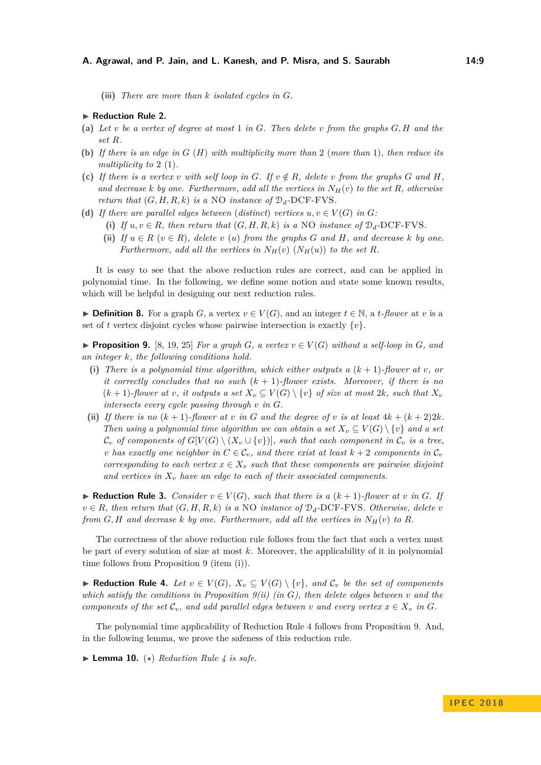**(iii)** *There are more than $k$ isolated cycles in $G$.*

▶ **Reduction Rule 2.**

**(a)** *Let $v$ be a vertex of degree at most 1 in $G$. Then delete $v$ from the graphs $G, H$ and the set $R$.*

**(b)** *If there is an edge in $G$ ($H$) with multiplicity more than 2 (more than 1), then reduce its multiplicity to 2 (1).*

**(c)** *If there is a vertex $v$ with self loop in $G$. If $v \notin R$, delete $v$ from the graphs $G$ and $H$, and decrease $k$ by one. Furthermore, add all the vertices in $N_H(v)$ to the set $R$, otherwise return that $(G, H, R, k)$ is a NO instance of $\mathcal{D}_d$-DCF-FVS.*

**(d)** *If there are parallel edges between (distinct) vertices $u, v \in V(G)$ in $G$:*

- **(i)** *If $u, v \in R$, then return that $(G, H, R, k)$ is a NO instance of $\mathcal{D}_d$-DCF-FVS.*
- **(ii)** *If $u \in R$ ($v \in R$), delete $v$ ($u$) from the graphs $G$ and $H$, and decrease $k$ by one. Furthermore, add all the vertices in $N_H(v)$ ($N_H(u)$) to the set $R$.*

It is easy to see that the above reduction rules are correct, and can be applied in polynomial time. In the following, we define some notion and state some known results, which will be helpful in designing our next reduction rules.

▶ **Definition 8.** For a graph $G$, a vertex $v \in V(G)$, and an integer $t \in \mathbb{N}$, a *$t$-flower* at $v$ is a set of $t$ vertex disjoint cycles whose pairwise intersection is exactly $\{v\}$.

▶ **Proposition 9.** [8, 19, 25] *For a graph $G$, a vertex $v \in V(G)$ without a self-loop in $G$, and an integer $k$, the following conditions hold.*

**(i)** *There is a polynomial time algorithm, which either outputs a $(k+1)$-flower at $v$, or it correctly concludes that no such $(k+1)$-flower exists. Moreover, if there is no $(k+1)$-flower at $v$, it outputs a set $X_v \subseteq V(G) \setminus \{v\}$ of size at most $2k$, such that $X_v$ intersects every cycle passing through $v$ in $G$.*

**(ii)** *If there is no $(k+1)$-flower at $v$ in $G$ and the degree of $v$ is at least $4k + (k+2)2k$. Then using a polynomial time algorithm we can obtain a set $X_v \subseteq V(G) \setminus \{v\}$ and a set $\mathcal{C}_v$ of components of $G[V(G) \setminus (X_v \cup \{v\})]$, such that each component in $\mathcal{C}_v$ is a tree, $v$ has exactly one neighbor in $C \in \mathcal{C}_v$, and there exist at least $k+2$ components in $\mathcal{C}_v$ corresponding to each vertex $x \in X_v$ such that these components are pairwise disjoint and vertices in $X_v$ have an edge to each of their associated components.*

▶ **Reduction Rule 3.** *Consider $v \in V(G)$, such that there is a $(k+1)$-flower at $v$ in $G$. If $v \in R$, then return that $(G, H, R, k)$ is a NO instance of $\mathcal{D}_d$-DCF-FVS. Otherwise, delete $v$ from $G, H$ and decrease $k$ by one. Furthermore, add all the vertices in $N_H(v)$ to $R$.*

The correctness of the above reduction rule follows from the fact that such a vertex must be part of every solution of size at most $k$. Moreover, the applicability of it in polynomial time follows from Proposition 9 (item (i)).

▶ **Reduction Rule 4.** *Let $v \in V(G)$, $X_v \subseteq V(G) \setminus \{v\}$, and $\mathcal{C}_v$ be the set of components which satisfy the conditions in Proposition 9(ii) (in $G$), then delete edges between $v$ and the components of the set $\mathcal{C}_v$, and add parallel edges between $v$ and every vertex $x \in X_v$ in $G$.*

The polynomial time applicability of Reduction Rule 4 follows from Proposition 9. And, in the following lemma, we prove the safeness of this reduction rule.

▶ **Lemma 10.** ($\star$) *Reduction Rule 4 is safe.*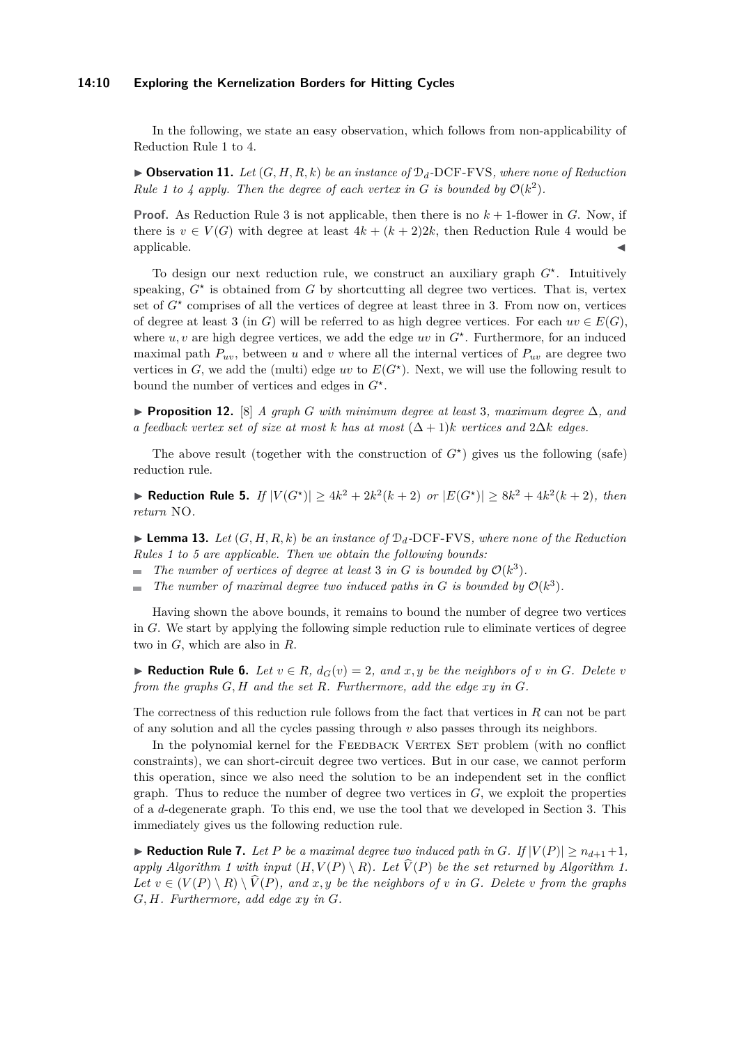In the following, we state an easy observation, which follows from non-applicability of Reduction Rule 1 to 4.

▶ **Observation 11.** *Let $(G, H, R, k)$ be an instance of $\mathcal{D}_d$-DCF-FVS, where none of Reduction Rule 1 to 4 apply. Then the degree of each vertex in $G$ is bounded by $\mathcal{O}(k^2)$.*

**Proof.** As Reduction Rule 3 is not applicable, then there is no $k+1$-flower in $G$. Now, if there is $v \in V(G)$ with degree at least $4k + (k+2)2k$, then Reduction Rule 4 would be applicable. ◀

To design our next reduction rule, we construct an auxiliary graph $G^\star$. Intuitively speaking, $G^\star$ is obtained from $G$ by shortcutting all degree two vertices. That is, vertex set of $G^\star$ comprises of all the vertices of degree at least three in 3. From now on, vertices of degree at least 3 (in $G$) will be referred to as high degree vertices. For each $uv \in E(G)$, where $u, v$ are high degree vertices, we add the edge $uv$ in $G^\star$. Furthermore, for an induced maximal path $P_{uv}$, between $u$ and $v$ where all the internal vertices of $P_{uv}$ are degree two vertices in $G$, we add the (multi) edge $uv$ to $E(G^\star)$. Next, we will use the following result to bound the number of vertices and edges in $G^\star$.

▶ **Proposition 12.** [8] *A graph $G$ with minimum degree at least 3, maximum degree $\Delta$, and a feedback vertex set of size at most $k$ has at most $(\Delta + 1)k$ vertices and $2\Delta k$ edges.*

The above result (together with the construction of $G^\star$) gives us the following (safe) reduction rule.

▶ **Reduction Rule 5.** *If $|V(G^\star)| \geq 4k^2 + 2k^2(k+2)$ or $|E(G^\star)| \geq 8k^2 + 4k^2(k+2)$, then return* NO.

▶ **Lemma 13.** *Let $(G, H, R, k)$ be an instance of $\mathcal{D}_d$-DCF-FVS, where none of the Reduction Rules 1 to 5 are applicable. Then we obtain the following bounds:*

- *The number of vertices of degree at least 3 in $G$ is bounded by $\mathcal{O}(k^3)$.*
- *The number of maximal degree two induced paths in $G$ is bounded by $\mathcal{O}(k^3)$.*

Having shown the above bounds, it remains to bound the number of degree two vertices in $G$. We start by applying the following simple reduction rule to eliminate vertices of degree two in $G$, which are also in $R$.

▶ **Reduction Rule 6.** *Let $v \in R$, $d_G(v) = 2$, and $x, y$ be the neighbors of $v$ in $G$. Delete $v$ from the graphs $G, H$ and the set $R$. Furthermore, add the edge $xy$ in $G$.*

The correctness of this reduction rule follows from the fact that vertices in $R$ can not be part of any solution and all the cycles passing through $v$ also passes through its neighbors.

In the polynomial kernel for the Feedback Vertex Set problem (with no conflict constraints), we can short-circuit degree two vertices. But in our case, we cannot perform this operation, since we also need the solution to be an independent set in the conflict graph. Thus to reduce the number of degree two vertices in $G$, we exploit the properties of a $d$-degenerate graph. To this end, we use the tool that we developed in Section 3. This immediately gives us the following reduction rule.

▶ **Reduction Rule 7.** *Let $P$ be a maximal degree two induced path in $G$. If $|V(P)| \geq n_{d+1} + 1$, apply Algorithm 1 with input $(H, V(P) \setminus R)$. Let $\widehat{V}(P)$ be the set returned by Algorithm 1. Let $v \in (V(P) \setminus R) \setminus \widehat{V}(P)$, and $x, y$ be the neighbors of $v$ in $G$. Delete $v$ from the graphs $G, H$. Furthermore, add edge $xy$ in $G$.*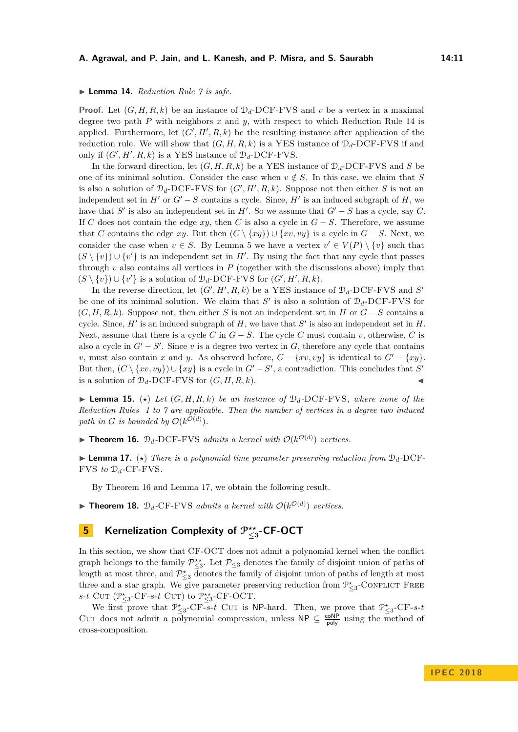▶ **Lemma 14.** *Reduction Rule 7 is safe.*

**Proof.** Let $(G, H, R, k)$ be an instance of $\mathcal{D}_d$-DCF-FVS and $v$ be a vertex in a maximal degree two path $P$ with neighbors $x$ and $y$, with respect to which Reduction Rule 14 is applied. Furthermore, let $(G', H', R, k)$ be the resulting instance after application of the reduction rule. We will show that $(G, H, R, k)$ is a YES instance of $\mathcal{D}_d$-DCF-FVS if and only if $(G', H', R, k)$ is a YES instance of $\mathcal{D}_d$-DCF-FVS.

In the forward direction, let $(G, H, R, k)$ be a YES instance of $\mathcal{D}_d$-DCF-FVS and $S$ be one of its minimal solution. Consider the case when $v \notin S$. In this case, we claim that $S$ is also a solution of $\mathcal{D}_d$-DCF-FVS for $(G', H', R, k)$. Suppose not then either $S$ is not an independent set in $H'$ or $G' - S$ contains a cycle. Since, $H'$ is an induced subgraph of $H$, we have that $S'$ is also an independent set in $H'$. So we assume that $G' - S$ has a cycle, say $C$. If $C$ does not contain the edge $xy$, then $C$ is also a cycle in $G - S$. Therefore, we assume that $C$ contains the edge $xy$. But then $(C \setminus \{xy\}) \cup \{xv, vy\}$ is a cycle in $G - S$. Next, we consider the case when $v \in S$. By Lemma 5 we have a vertex $v' \in V(P) \setminus \{v\}$ such that $(S \setminus \{v\}) \cup \{v'\}$ is an independent set in $H'$. By using the fact that any cycle that passes through $v$ also contains all vertices in $P$ (together with the discussions above) imply that $(S \setminus \{v\}) \cup \{v'\}$ is a solution of $\mathcal{D}_d$-DCF-FVS for $(G', H', R, k)$.

In the reverse direction, let $(G', H', R, k)$ be a YES instance of $\mathcal{D}_d$-DCF-FVS and $S'$ be one of its minimal solution. We claim that $S'$ is also a solution of $\mathcal{D}_d$-DCF-FVS for $(G, H, R, k)$. Suppose not, then either $S$ is not an independent set in $H$ or $G - S$ contains a cycle. Since, $H'$ is an induced subgraph of $H$, we have that $S'$ is also an independent set in $H$. Next, assume that there is a cycle $C$ in $G - S$. The cycle $C$ must contain $v$, otherwise, $C$ is also a cycle in $G' - S'$. Since $v$ is a degree two vertex in $G$, therefore any cycle that contains $v$, must also contain $x$ and $y$. As observed before, $G - \{xv, vy\}$ is identical to $G' - \{xy\}$. But then, $(C \setminus \{xv, vy\}) \cup \{xy\}$ is a cycle in $G' - S'$, a contradiction. This concludes that $S'$ is a solution of $\mathcal{D}_d$-DCF-FVS for $(G, H, R, k)$. ◀

▶ **Lemma 15.** ($\star$) *Let $(G, H, R, k)$ be an instance of $\mathcal{D}_d$-DCF-FVS, where none of the Reduction Rules 1 to 7 are applicable. Then the number of vertices in a degree two induced path in $G$ is bounded by $\mathcal{O}(k^{\mathcal{O}(d)})$.*

▶ **Theorem 16.** *$\mathcal{D}_d$-DCF-FVS admits a kernel with $\mathcal{O}(k^{\mathcal{O}(d)})$ vertices.*

▶ **Lemma 17.** ($\star$) *There is a polynomial time parameter preserving reduction from $\mathcal{D}_d$-DCF-FVS to $\mathcal{D}_d$-CF-FVS.*

By Theorem 16 and Lemma 17, we obtain the following result.

▶ **Theorem 18.** *$\mathcal{D}_d$-CF-FVS admits a kernel with $\mathcal{O}(k^{\mathcal{O}(d)})$ vertices.*

## 5 Kernelization Complexity of $\mathcal{P}^{\star\star}_{\leq 3}$-CF-OCT

In this section, we show that CF-OCT does not admit a polynomial kernel when the conflict graph belongs to the family $\mathcal{P}^{\star\star}_{\leq 3}$. Let $\mathcal{P}_{\leq 3}$ denotes the family of disjoint union of paths of length at most three, and $\mathcal{P}^{\star}_{\leq 3}$ denotes the family of disjoint union of paths of length at most three and a star graph. We give parameter preserving reduction from $\mathcal{P}^{\star}_{\leq 3}$-Conflict Free *s*-*t* Cut ($\mathcal{P}^{\star}_{\leq 3}$-CF-*s*-*t* Cut) to $\mathcal{P}^{\star\star}_{\leq 3}$-CF-OCT.

We first prove that $\mathcal{P}^{\star}_{\leq 3}$-CF-*s*-*t* Cut is NP-hard. Then, we prove that $\mathcal{P}^{\star}_{\leq 3}$-CF-*s*-*t* Cut does not admit a polynomial compression, unless $\mathsf{NP} \subseteq \frac{\mathsf{coNP}}{\mathsf{poly}}$ using the method of cross-composition.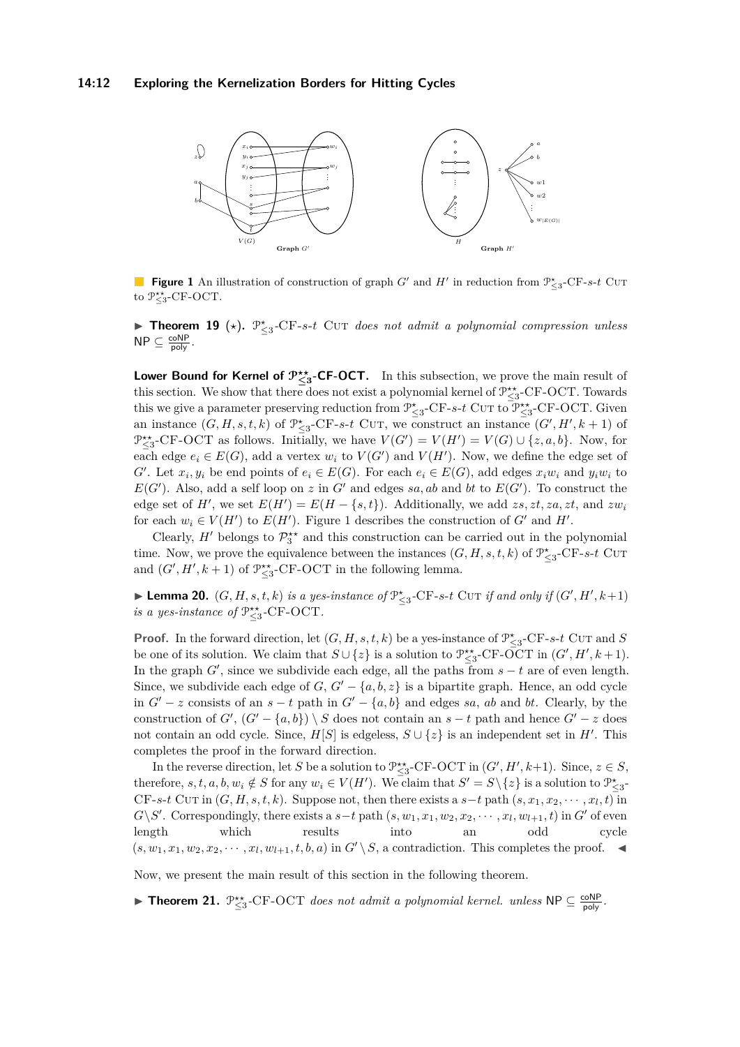**Figure 1** An illustration of construction of graph $G'$ and $H'$ in reduction from $\mathcal{P}^{\star}_{\leq 3}$-CF-$s$-$t$ Cut to $\mathcal{P}^{\star\star}_{\leq 3}$-CF-OCT.

▶ **Theorem 19** ($\star$)**.** *$\mathcal{P}^{\star}_{\leq 3}$-CF-$s$-$t$ Cut does not admit a polynomial compression unless* $\mathsf{NP} \subseteq \frac{\mathsf{coNP}}{\mathsf{poly}}$.

**Lower Bound for Kernel of $\mathcal{P}^{\star\star}_{\leq 3}$-CF-OCT.** In this subsection, we prove the main result of this section. We show that there does not exist a polynomial kernel of $\mathcal{P}^{\star\star}_{\leq 3}$-CF-OCT. Towards this we give a parameter preserving reduction from $\mathcal{P}^{\star}_{\leq 3}$-CF-$s$-$t$ Cut to $\mathcal{P}^{\star\star}_{\leq 3}$-CF-OCT. Given an instance $(G, H, s, t, k)$ of $\mathcal{P}^{\star}_{\leq 3}$-CF-$s$-$t$ Cut, we construct an instance $(G', H', k+1)$ of $\mathcal{P}^{\star\star}_{\leq 3}$-CF-OCT as follows. Initially, we have $V(G') = V(H') = V(G) \cup \{z, a, b\}$. Now, for each edge $e_i \in E(G)$, add a vertex $w_i$ to $V(G')$ and $V(H')$. Now, we define the edge set of $G'$. Let $x_i, y_i$ be end points of $e_i \in E(G)$. For each $e_i \in E(G)$, add edges $x_iw_i$ and $y_iw_i$ to $E(G')$. Also, add a self loop on $z$ in $G'$ and edges $sa, ab$ and $bt$ to $E(G')$. To construct the edge set of $H'$, we set $E(H') = E(H - \{s, t\})$. Additionally, we add $zs, zt, za, zt$, and $zw_i$ for each $w_i \in V(H')$ to $E(H')$. Figure 1 describes the construction of $G'$ and $H'$.

Clearly, $H'$ belongs to $\mathcal{P}^{\star\star}_{3}$ and this construction can be carried out in the polynomial time. Now, we prove the equivalence between the instances $(G, H, s, t, k)$ of $\mathcal{P}^{\star}_{\leq 3}$-CF-$s$-$t$ Cut and $(G', H', k+1)$ of $\mathcal{P}^{\star\star}_{\leq 3}$-CF-OCT in the following lemma.

▶ **Lemma 20.** *$(G, H, s, t, k)$ is a yes-instance of $\mathcal{P}^{\star}_{\leq 3}$-CF-$s$-$t$ Cut if and only if $(G', H', k+1)$ is a yes-instance of $\mathcal{P}^{\star\star}_{\leq 3}$-CF-OCT.*

**Proof.** In the forward direction, let $(G, H, s, t, k)$ be a yes-instance of $\mathcal{P}^{\star}_{\leq 3}$-CF-$s$-$t$ Cut and $S$ be one of its solution. We claim that $S \cup \{z\}$ is a solution to $\mathcal{P}^{\star\star}_{\leq 3}$-CF-OCT in $(G', H', k+1)$. In the graph $G'$, since we subdivide each edge, all the paths from $s - t$ are of even length. Since, we subdivide each edge of $G$, $G' - \{a, b, z\}$ is a bipartite graph. Hence, an odd cycle in $G' - z$ consists of an $s - t$ path in $G' - \{a, b\}$ and edges $sa$, $ab$ and $bt$. Clearly, by the construction of $G'$, $(G' - \{a, b\}) \setminus S$ does not contain an $s - t$ path and hence $G' - z$ does not contain an odd cycle. Since, $H[S]$ is edgeless, $S \cup \{z\}$ is an independent set in $H'$. This completes the proof in the forward direction.

In the reverse direction, let $S$ be a solution to $\mathcal{P}^{\star\star}_{\leq 3}$-CF-OCT in $(G', H', k+1)$. Since, $z \in S$, therefore, $s, t, a, b, w_i \notin S$ for any $w_i \in V(H')$. We claim that $S' = S \setminus \{z\}$ is a solution to $\mathcal{P}^{\star}_{\leq 3}$-CF-$s$-$t$ Cut in $(G, H, s, t, k)$. Suppose not, then there exists a $s - t$ path $(s, x_1, x_2, \cdots, x_l, t)$ in $G \setminus S'$. Correspondingly, there exists a $s - t$ path $(s, w_1, x_1, w_2, x_2, \cdots, x_l, w_{l+1}, t)$ in $G'$ of even length which results into an odd cycle $(s, w_1, x_1, w_2, x_2, \cdots, x_l, w_{l+1}, t, b, a)$ in $G' \setminus S$, a contradiction. This completes the proof. ◀

Now, we present the main result of this section in the following theorem.

▶ **Theorem 21.** *$\mathcal{P}^{\star\star}_{\leq 3}$-CF-OCT does not admit a polynomial kernel. unless* $\mathsf{NP} \subseteq \frac{\mathsf{coNP}}{\mathsf{poly}}$.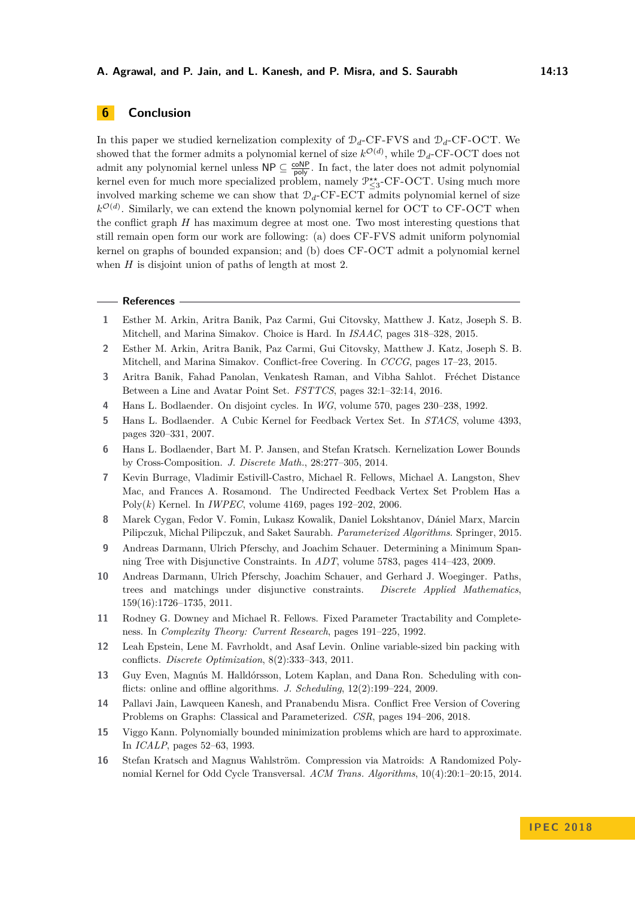## 6 Conclusion

In this paper we studied kernelization complexity of $\mathcal{D}_d$-CF-FVS and $\mathcal{D}_d$-CF-OCT. We showed that the former admits a polynomial kernel of size $k^{\mathcal{O}(d)}$, while $\mathcal{D}_d$-CF-OCT does not admit any polynomial kernel unless $\mathsf{NP} \subseteq \frac{\mathsf{coNP}}{\mathsf{poly}}$. In fact, the later does not admit polynomial kernel even for much more specialized problem, namely $\mathcal{P}^{\star\star}_{\leq 3}$-CF-OCT. Using much more involved marking scheme we can show that $\mathcal{D}_d$-CF-ECT admits polynomial kernel of size $k^{\mathcal{O}(d)}$. Similarly, we can extend the known polynomial kernel for OCT to CF-OCT when the conflict graph $H$ has maximum degree at most one. Two most interesting questions that still remain open form our work are following: (a) does CF-FVS admit uniform polynomial kernel on graphs of bounded expansion; and (b) does CF-OCT admit a polynomial kernel when $H$ is disjoint union of paths of length at most 2.

## References

1. Esther M. Arkin, Aritra Banik, Paz Carmi, Gui Citovsky, Matthew J. Katz, Joseph S. B. Mitchell, and Marina Simakov. Choice is Hard. In *ISAAC*, pages 318–328, 2015.
2. Esther M. Arkin, Aritra Banik, Paz Carmi, Gui Citovsky, Matthew J. Katz, Joseph S. B. Mitchell, and Marina Simakov. Conflict-free Covering. In *CCCG*, pages 17–23, 2015.
3. Aritra Banik, Fahad Panolan, Venkatesh Raman, and Vibha Sahlot. Fréchet Distance Between a Line and Avatar Point Set. *FSTTCS*, pages 32:1–32:14, 2016.
4. Hans L. Bodlaender. On disjoint cycles. In *WG*, volume 570, pages 230–238, 1992.
5. Hans L. Bodlaender. A Cubic Kernel for Feedback Vertex Set. In *STACS*, volume 4393, pages 320–331, 2007.
6. Hans L. Bodlaender, Bart M. P. Jansen, and Stefan Kratsch. Kernelization Lower Bounds by Cross-Composition. *J. Discrete Math.*, 28:277–305, 2014.
7. Kevin Burrage, Vladimir Estivill-Castro, Michael R. Fellows, Michael A. Langston, Shev Mac, and Frances A. Rosamond. The Undirected Feedback Vertex Set Problem Has a Poly($k$) Kernel. In *IWPEC*, volume 4169, pages 192–202, 2006.
8. Marek Cygan, Fedor V. Fomin, Lukasz Kowalik, Daniel Lokshtanov, Dániel Marx, Marcin Pilipczuk, Michal Pilipczuk, and Saket Saurabh. *Parameterized Algorithms*. Springer, 2015.
9. Andreas Darmann, Ulrich Pferschy, and Joachim Schauer. Determining a Minimum Spanning Tree with Disjunctive Constraints. In *ADT*, volume 5783, pages 414–423, 2009.
10. Andreas Darmann, Ulrich Pferschy, Joachim Schauer, and Gerhard J. Woeginger. Paths, trees and matchings under disjunctive constraints. *Discrete Applied Mathematics*, 159(16):1726–1735, 2011.
11. Rodney G. Downey and Michael R. Fellows. Fixed Parameter Tractability and Completeness. In *Complexity Theory: Current Research*, pages 191–225, 1992.
12. Leah Epstein, Lene M. Favrholdt, and Asaf Levin. Online variable-sized bin packing with conflicts. *Discrete Optimization*, 8(2):333–343, 2011.
13. Guy Even, Magnús M. Halldórsson, Lotem Kaplan, and Dana Ron. Scheduling with conflicts: online and offline algorithms. *J. Scheduling*, 12(2):199–224, 2009.
14. Pallavi Jain, Lawqueen Kanesh, and Pranabendu Misra. Conflict Free Version of Covering Problems on Graphs: Classical and Parameterized. *CSR*, pages 194–206, 2018.
15. Viggo Kann. Polynomially bounded minimization problems which are hard to approximate. In *ICALP*, pages 52–63, 1993.
16. Stefan Kratsch and Magnus Wahlström. Compression via Matroids: A Randomized Polynomial Kernel for Odd Cycle Transversal. *ACM Trans. Algorithms*, 10(4):20:1–20:15, 2014.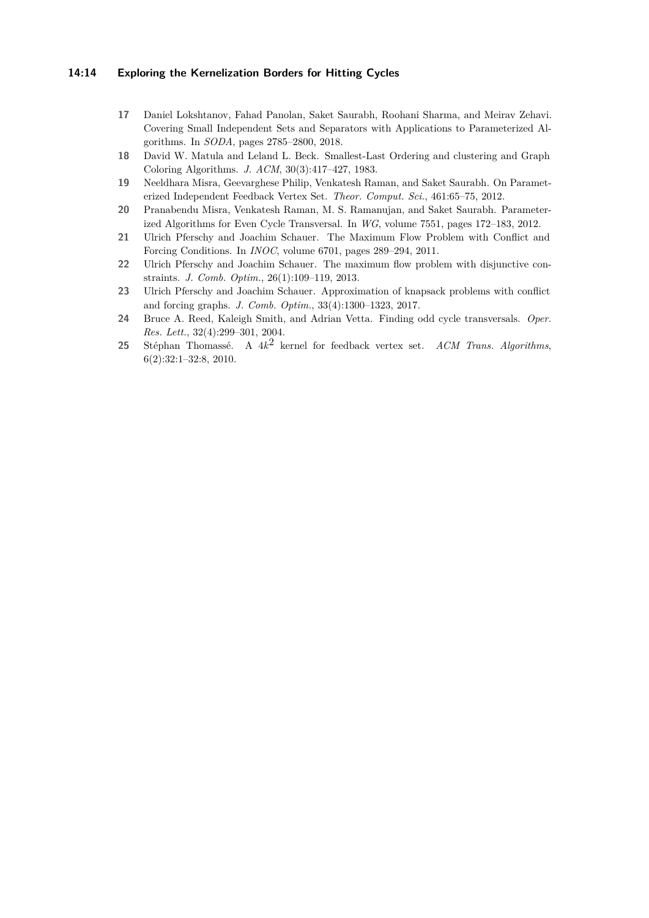17 Daniel Lokshtanov, Fahad Panolan, Saket Saurabh, Roohani Sharma, and Meirav Zehavi. Covering Small Independent Sets and Separators with Applications to Parameterized Algorithms. In *SODA*, pages 2785–2800, 2018.

18 David W. Matula and Leland L. Beck. Smallest-Last Ordering and clustering and Graph Coloring Algorithms. *J. ACM*, 30(3):417–427, 1983.

19 Neeldhara Misra, Geevarghese Philip, Venkatesh Raman, and Saket Saurabh. On Parameterized Independent Feedback Vertex Set. *Theor. Comput. Sci.*, 461:65–75, 2012.

20 Pranabendu Misra, Venkatesh Raman, M. S. Ramanujan, and Saket Saurabh. Parameterized Algorithms for Even Cycle Transversal. In *WG*, volume 7551, pages 172–183, 2012.

21 Ulrich Pferschy and Joachim Schauer. The Maximum Flow Problem with Conflict and Forcing Conditions. In *INOC*, volume 6701, pages 289–294, 2011.

22 Ulrich Pferschy and Joachim Schauer. The maximum flow problem with disjunctive constraints. *J. Comb. Optim.*, 26(1):109–119, 2013.

23 Ulrich Pferschy and Joachim Schauer. Approximation of knapsack problems with conflict and forcing graphs. *J. Comb. Optim.*, 33(4):1300–1323, 2017.

24 Bruce A. Reed, Kaleigh Smith, and Adrian Vetta. Finding odd cycle transversals. *Oper. Res. Lett.*, 32(4):299–301, 2004.

25 Stéphan Thomassé. A $4k^2$ kernel for feedback vertex set. *ACM Trans. Algorithms*, 6(2):32:1–32:8, 2010.